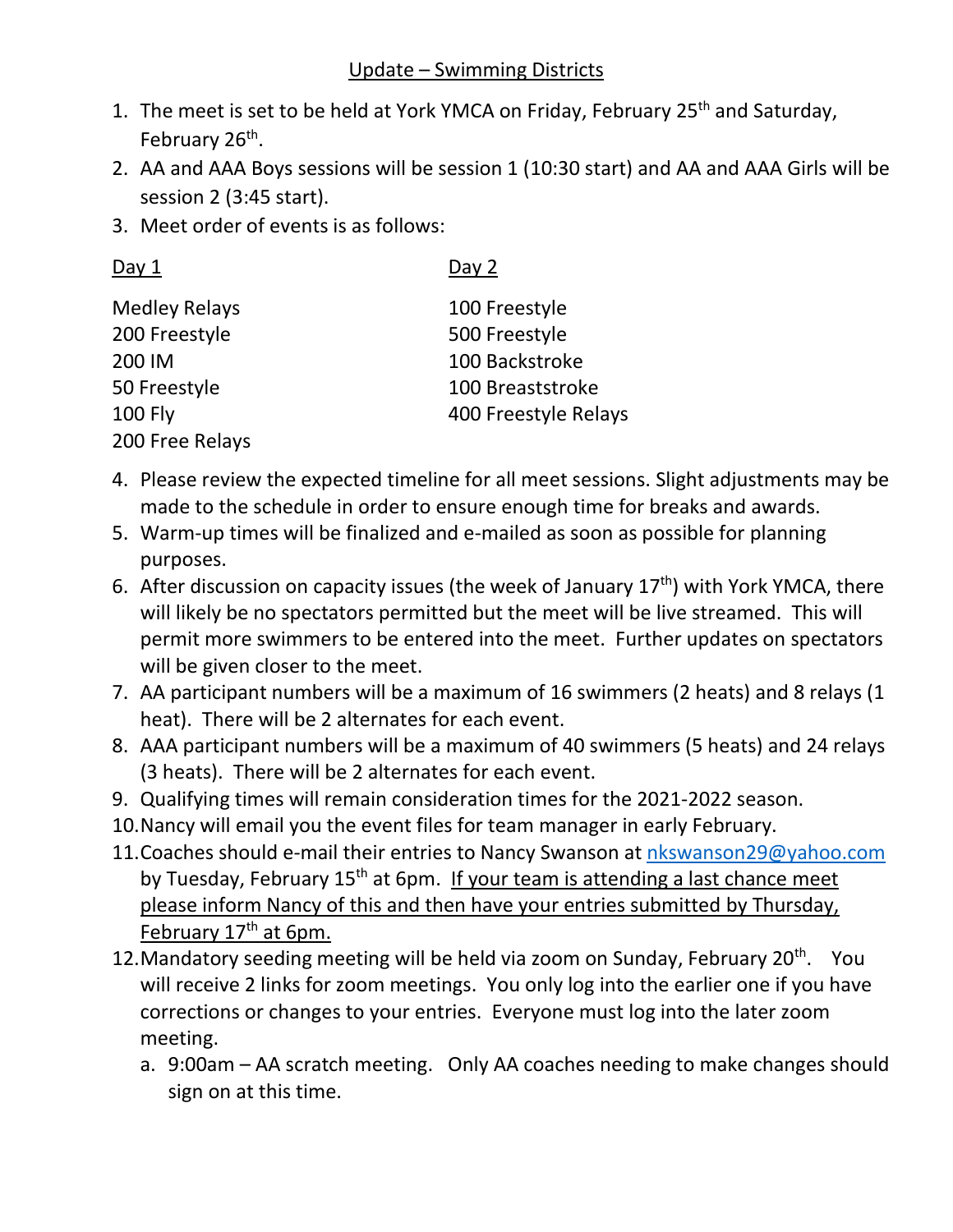# Update – Swimming Districts

1. The meet is set to be held at York YMCA on Friday, February 25th and Saturday, February 26th.
2. AA and AAA Boys sessions will be session 1 (10:30 start) and AA and AAA Girls will be session 2 (3:45 start).
3. Meet order of events is as follows:

| Day 1 | Day 2 |
|---|---|
| Medley Relays | 100 Freestyle |
| 200 Freestyle | 500 Freestyle |
| 200 IM | 100 Backstroke |
| 50 Freestyle | 100 Breaststroke |
| 100 Fly | 400 Freestyle Relays |
| 200 Free Relays | |

4. Please review the expected timeline for all meet sessions. Slight adjustments may be made to the schedule in order to ensure enough time for breaks and awards.
5. Warm-up times will be finalized and e-mailed as soon as possible for planning purposes.
6. After discussion on capacity issues (the week of January 17th) with York YMCA, there will likely be no spectators permitted but the meet will be live streamed. This will permit more swimmers to be entered into the meet. Further updates on spectators will be given closer to the meet.
7. AA participant numbers will be a maximum of 16 swimmers (2 heats) and 8 relays (1 heat). There will be 2 alternates for each event.
8. AAA participant numbers will be a maximum of 40 swimmers (5 heats) and 24 relays (3 heats). There will be 2 alternates for each event.
9. Qualifying times will remain consideration times for the 2021-2022 season.
10. Nancy will email you the event files for team manager in early February.
11. Coaches should e-mail their entries to Nancy Swanson at nkswanson29@yahoo.com by Tuesday, February 15th at 6pm. If your team is attending a last chance meet please inform Nancy of this and then have your entries submitted by Thursday, February 17th at 6pm.
12. Mandatory seeding meeting will be held via zoom on Sunday, February 20th. You will receive 2 links for zoom meetings. You only log into the earlier one if you have corrections or changes to your entries. Everyone must log into the later zoom meeting.
    a. 9:00am – AA scratch meeting. Only AA coaches needing to make changes should sign on at this time.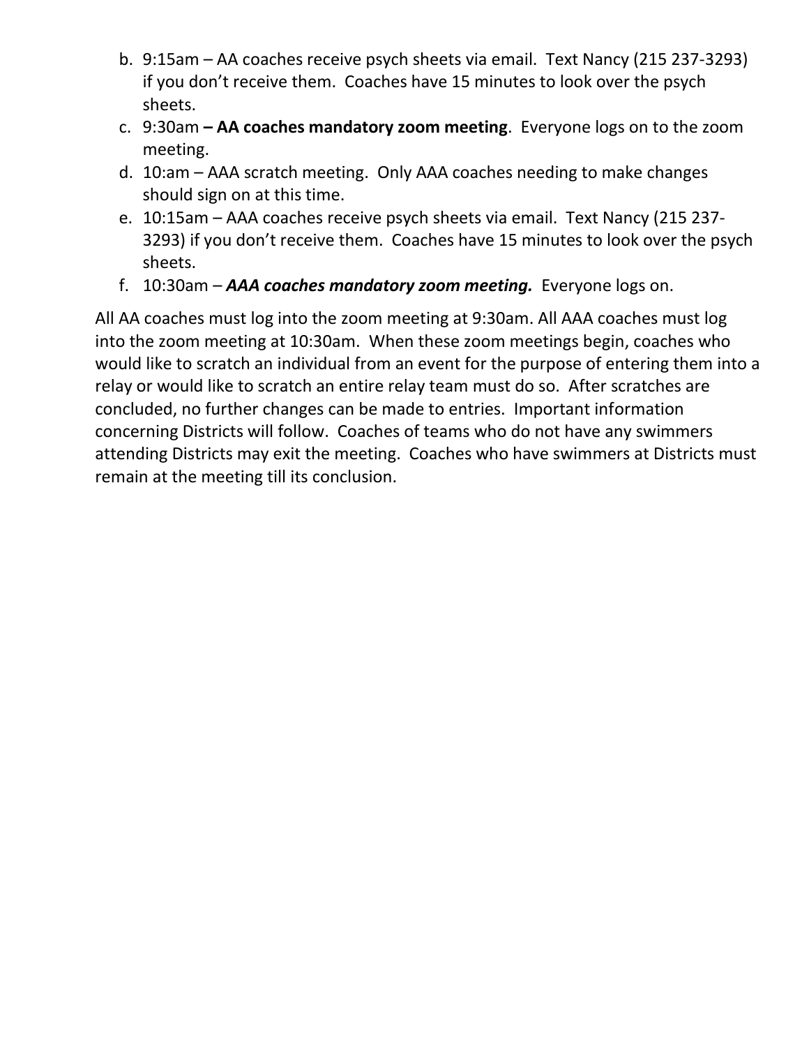b. 9:15am – AA coaches receive psych sheets via email. Text Nancy (215 237-3293) if you don't receive them. Coaches have 15 minutes to look over the psych sheets.
c. 9:30am **– AA coaches mandatory zoom meeting**. Everyone logs on to the zoom meeting.
d. 10:am – AAA scratch meeting. Only AAA coaches needing to make changes should sign on at this time.
e. 10:15am – AAA coaches receive psych sheets via email. Text Nancy (215 237-3293) if you don't receive them. Coaches have 15 minutes to look over the psych sheets.
f. 10:30am – ***AAA coaches mandatory zoom meeting.*** Everyone logs on.

All AA coaches must log into the zoom meeting at 9:30am. All AAA coaches must log into the zoom meeting at 10:30am. When these zoom meetings begin, coaches who would like to scratch an individual from an event for the purpose of entering them into a relay or would like to scratch an entire relay team must do so. After scratches are concluded, no further changes can be made to entries. Important information concerning Districts will follow. Coaches of teams who do not have any swimmers attending Districts may exit the meeting. Coaches who have swimmers at Districts must remain at the meeting till its conclusion.